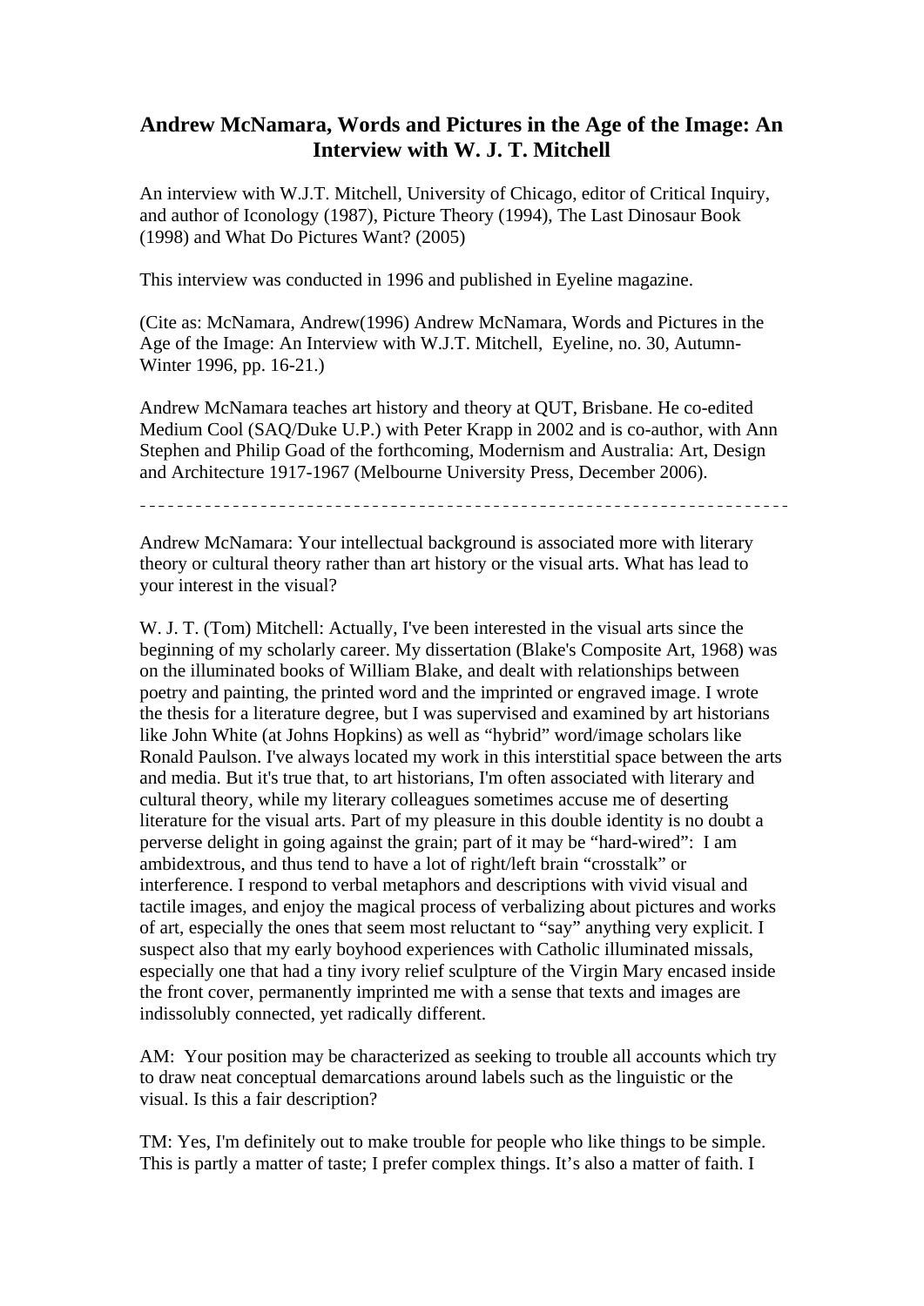# Andrew McNamara, Words and Pictures in the Age of the Image: An Interview with W. J. T. Mitchell

An interview with W.J.T. Mitchell, University of Chicago, editor of Critical Inquiry, and author of Iconology (1987), Picture Theory (1994), The Last Dinosaur Book (1998) and What Do Pictures Want? (2005)

This interview was conducted in 1996 and published in Eyeline magazine.

(Cite as: McNamara, Andrew(1996) Andrew McNamara, Words and Pictures in the Age of the Image: An Interview with W.J.T. Mitchell, Eyeline, no. 30, Autumn-Winter 1996, pp. 16-21.)

Andrew McNamara teaches art history and theory at QUT, Brisbane. He co-edited Medium Cool (SAQ/Duke U.P.) with Peter Krapp in 2002 and is co-author, with Ann Stephen and Philip Goad of the forthcoming, Modernism and Australia: Art, Design and Architecture 1917-1967 (Melbourne University Press, December 2006).

- - - - - - - - - - - - - - - - - - - - - - - - - - - - - - - - - - - - - - - - - - - - - - - - - - - - - - - - - - - - - - - - - - - - -

Andrew McNamara: Your intellectual background is associated more with literary theory or cultural theory rather than art history or the visual arts. What has lead to your interest in the visual?

W. J. T. (Tom) Mitchell: Actually, I've been interested in the visual arts since the beginning of my scholarly career. My dissertation (Blake's Composite Art, 1968) was on the illuminated books of William Blake, and dealt with relationships between poetry and painting, the printed word and the imprinted or engraved image. I wrote the thesis for a literature degree, but I was supervised and examined by art historians like John White (at Johns Hopkins) as well as "hybrid" word/image scholars like Ronald Paulson. I've always located my work in this interstitial space between the arts and media. But it's true that, to art historians, I'm often associated with literary and cultural theory, while my literary colleagues sometimes accuse me of deserting literature for the visual arts. Part of my pleasure in this double identity is no doubt a perverse delight in going against the grain; part of it may be "hard-wired": I am ambidextrous, and thus tend to have a lot of right/left brain "crosstalk" or interference. I respond to verbal metaphors and descriptions with vivid visual and tactile images, and enjoy the magical process of verbalizing about pictures and works of art, especially the ones that seem most reluctant to "say" anything very explicit. I suspect also that my early boyhood experiences with Catholic illuminated missals, especially one that had a tiny ivory relief sculpture of the Virgin Mary encased inside the front cover, permanently imprinted me with a sense that texts and images are indissolubly connected, yet radically different.

AM: Your position may be characterized as seeking to trouble all accounts which try to draw neat conceptual demarcations around labels such as the linguistic or the visual. Is this a fair description?

TM: Yes, I'm definitely out to make trouble for people who like things to be simple. This is partly a matter of taste; I prefer complex things. It's also a matter of faith. I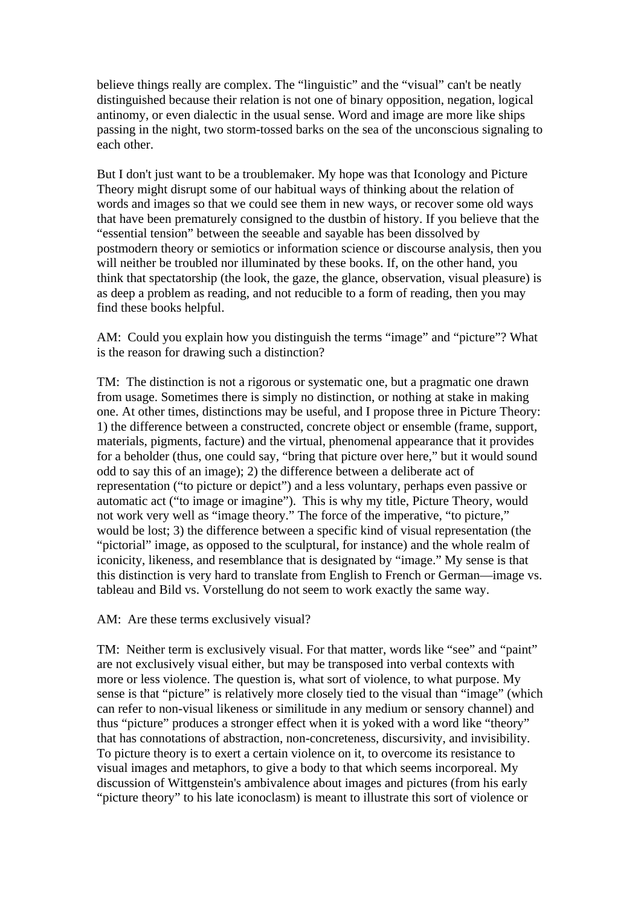believe things really are complex. The "linguistic" and the "visual" can't be neatly distinguished because their relation is not one of binary opposition, negation, logical antinomy, or even dialectic in the usual sense. Word and image are more like ships passing in the night, two storm-tossed barks on the sea of the unconscious signaling to each other.

But I don't just want to be a troublemaker. My hope was that Iconology and Picture Theory might disrupt some of our habitual ways of thinking about the relation of words and images so that we could see them in new ways, or recover some old ways that have been prematurely consigned to the dustbin of history. If you believe that the "essential tension" between the seeable and sayable has been dissolved by postmodern theory or semiotics or information science or discourse analysis, then you will neither be troubled nor illuminated by these books. If, on the other hand, you think that spectatorship (the look, the gaze, the glance, observation, visual pleasure) is as deep a problem as reading, and not reducible to a form of reading, then you may find these books helpful.

AM: Could you explain how you distinguish the terms "image" and "picture"? What is the reason for drawing such a distinction?

TM: The distinction is not a rigorous or systematic one, but a pragmatic one drawn from usage. Sometimes there is simply no distinction, or nothing at stake in making one. At other times, distinctions may be useful, and I propose three in Picture Theory: 1) the difference between a constructed, concrete object or ensemble (frame, support, materials, pigments, facture) and the virtual, phenomenal appearance that it provides for a beholder (thus, one could say, "bring that picture over here," but it would sound odd to say this of an image); 2) the difference between a deliberate act of representation ("to picture or depict") and a less voluntary, perhaps even passive or automatic act ("to image or imagine"). This is why my title, Picture Theory, would not work very well as "image theory." The force of the imperative, "to picture," would be lost; 3) the difference between a specific kind of visual representation (the "pictorial" image, as opposed to the sculptural, for instance) and the whole realm of iconicity, likeness, and resemblance that is designated by "image." My sense is that this distinction is very hard to translate from English to French or German—image vs. tableau and Bild vs. Vorstellung do not seem to work exactly the same way.

AM: Are these terms exclusively visual?

TM: Neither term is exclusively visual. For that matter, words like "see" and "paint" are not exclusively visual either, but may be transposed into verbal contexts with more or less violence. The question is, what sort of violence, to what purpose. My sense is that "picture" is relatively more closely tied to the visual than "image" (which can refer to non-visual likeness or similitude in any medium or sensory channel) and thus "picture" produces a stronger effect when it is yoked with a word like "theory" that has connotations of abstraction, non-concreteness, discursivity, and invisibility. To picture theory is to exert a certain violence on it, to overcome its resistance to visual images and metaphors, to give a body to that which seems incorporeal. My discussion of Wittgenstein's ambivalence about images and pictures (from his early "picture theory" to his late iconoclasm) is meant to illustrate this sort of violence or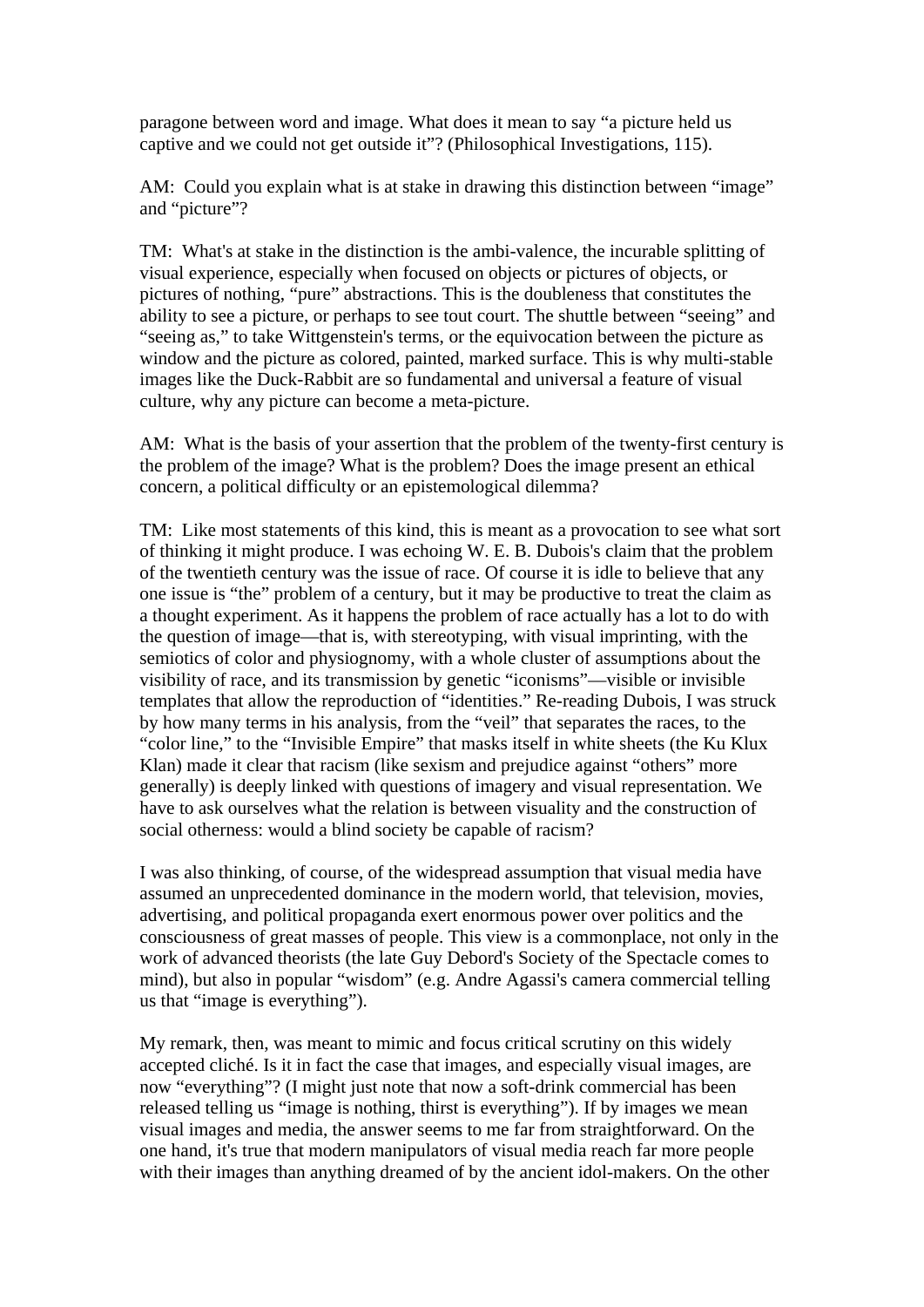paragone between word and image. What does it mean to say “a picture held us captive and we could not get outside it”? (Philosophical Investigations, 115).

AM: Could you explain what is at stake in drawing this distinction between “image” and “picture”?

TM: What's at stake in the distinction is the ambi-valence, the incurable splitting of visual experience, especially when focused on objects or pictures of objects, or pictures of nothing, “pure” abstractions. This is the doubleness that constitutes the ability to see a picture, or perhaps to see tout court. The shuttle between “seeing” and “seeing as,” to take Wittgenstein's terms, or the equivocation between the picture as window and the picture as colored, painted, marked surface. This is why multi-stable images like the Duck-Rabbit are so fundamental and universal a feature of visual culture, why any picture can become a meta-picture.

AM: What is the basis of your assertion that the problem of the twenty-first century is the problem of the image? What is the problem? Does the image present an ethical concern, a political difficulty or an epistemological dilemma?

TM: Like most statements of this kind, this is meant as a provocation to see what sort of thinking it might produce. I was echoing W. E. B. Dubois's claim that the problem of the twentieth century was the issue of race. Of course it is idle to believe that any one issue is “the” problem of a century, but it may be productive to treat the claim as a thought experiment. As it happens the problem of race actually has a lot to do with the question of image—that is, with stereotyping, with visual imprinting, with the semiotics of color and physiognomy, with a whole cluster of assumptions about the visibility of race, and its transmission by genetic “iconisms”—visible or invisible templates that allow the reproduction of “identities.” Re-reading Dubois, I was struck by how many terms in his analysis, from the “veil” that separates the races, to the “color line,” to the “Invisible Empire” that masks itself in white sheets (the Ku Klux Klan) made it clear that racism (like sexism and prejudice against “others” more generally) is deeply linked with questions of imagery and visual representation. We have to ask ourselves what the relation is between visuality and the construction of social otherness: would a blind society be capable of racism?

I was also thinking, of course, of the widespread assumption that visual media have assumed an unprecedented dominance in the modern world, that television, movies, advertising, and political propaganda exert enormous power over politics and the consciousness of great masses of people. This view is a commonplace, not only in the work of advanced theorists (the late Guy Debord's Society of the Spectacle comes to mind), but also in popular “wisdom” (e.g. Andre Agassi's camera commercial telling us that “image is everything”).

My remark, then, was meant to mimic and focus critical scrutiny on this widely accepted cliché. Is it in fact the case that images, and especially visual images, are now “everything”? (I might just note that now a soft-drink commercial has been released telling us “image is nothing, thirst is everything”). If by images we mean visual images and media, the answer seems to me far from straightforward. On the one hand, it's true that modern manipulators of visual media reach far more people with their images than anything dreamed of by the ancient idol-makers. On the other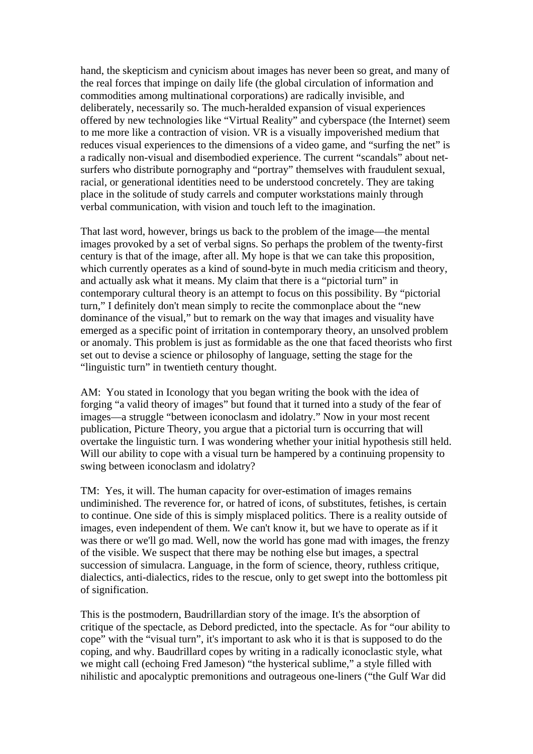hand, the skepticism and cynicism about images has never been so great, and many of the real forces that impinge on daily life (the global circulation of information and commodities among multinational corporations) are radically invisible, and deliberately, necessarily so. The much-heralded expansion of visual experiences offered by new technologies like "Virtual Reality" and cyberspace (the Internet) seem to me more like a contraction of vision. VR is a visually impoverished medium that reduces visual experiences to the dimensions of a video game, and "surfing the net" is a radically non-visual and disembodied experience. The current "scandals" about net-surfers who distribute pornography and "portray" themselves with fraudulent sexual, racial, or generational identities need to be understood concretely. They are taking place in the solitude of study carrels and computer workstations mainly through verbal communication, with vision and touch left to the imagination.

That last word, however, brings us back to the problem of the image—the mental images provoked by a set of verbal signs. So perhaps the problem of the twenty-first century is that of the image, after all. My hope is that we can take this proposition, which currently operates as a kind of sound-byte in much media criticism and theory, and actually ask what it means. My claim that there is a "pictorial turn" in contemporary cultural theory is an attempt to focus on this possibility. By "pictorial turn," I definitely don't mean simply to recite the commonplace about the "new dominance of the visual," but to remark on the way that images and visuality have emerged as a specific point of irritation in contemporary theory, an unsolved problem or anomaly. This problem is just as formidable as the one that faced theorists who first set out to devise a science or philosophy of language, setting the stage for the "linguistic turn" in twentieth century thought.

AM: You stated in Iconology that you began writing the book with the idea of forging "a valid theory of images" but found that it turned into a study of the fear of images—a struggle "between iconoclasm and idolatry." Now in your most recent publication, Picture Theory, you argue that a pictorial turn is occurring that will overtake the linguistic turn. I was wondering whether your initial hypothesis still held. Will our ability to cope with a visual turn be hampered by a continuing propensity to swing between iconoclasm and idolatry?

TM: Yes, it will. The human capacity for over-estimation of images remains undiminished. The reverence for, or hatred of icons, of substitutes, fetishes, is certain to continue. One side of this is simply misplaced politics. There is a reality outside of images, even independent of them. We can't know it, but we have to operate as if it was there or we'll go mad. Well, now the world has gone mad with images, the frenzy of the visible. We suspect that there may be nothing else but images, a spectral succession of simulacra. Language, in the form of science, theory, ruthless critique, dialectics, anti-dialectics, rides to the rescue, only to get swept into the bottomless pit of signification.

This is the postmodern, Baudrillardian story of the image. It's the absorption of critique of the spectacle, as Debord predicted, into the spectacle. As for "our ability to cope" with the "visual turn", it's important to ask who it is that is supposed to do the coping, and why. Baudrillard copes by writing in a radically iconoclastic style, what we might call (echoing Fred Jameson) "the hysterical sublime," a style filled with nihilistic and apocalyptic premonitions and outrageous one-liners ("the Gulf War did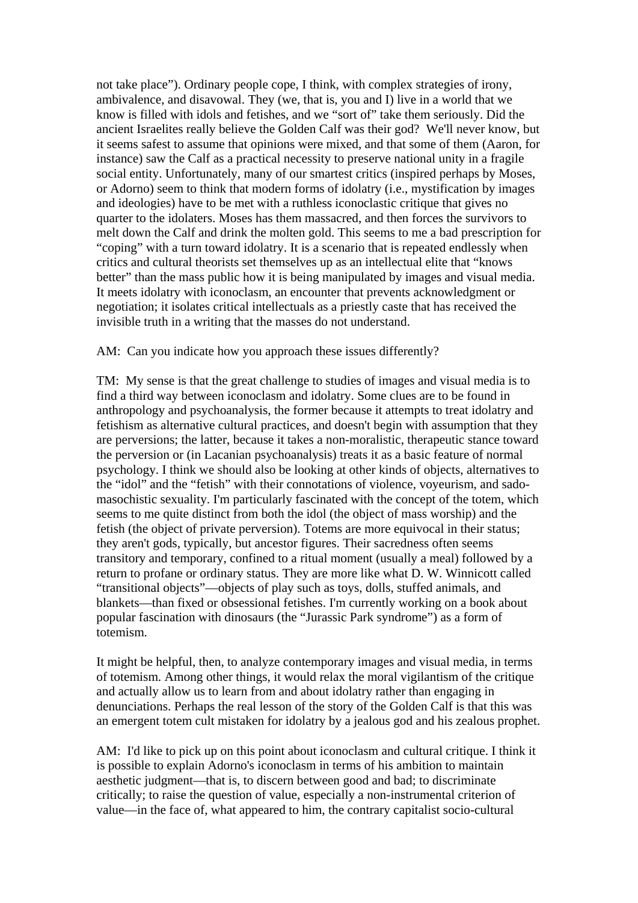not take place"). Ordinary people cope, I think, with complex strategies of irony, ambivalence, and disavowal. They (we, that is, you and I) live in a world that we know is filled with idols and fetishes, and we "sort of" take them seriously. Did the ancient Israelites really believe the Golden Calf was their god? We'll never know, but it seems safest to assume that opinions were mixed, and that some of them (Aaron, for instance) saw the Calf as a practical necessity to preserve national unity in a fragile social entity. Unfortunately, many of our smartest critics (inspired perhaps by Moses, or Adorno) seem to think that modern forms of idolatry (i.e., mystification by images and ideologies) have to be met with a ruthless iconoclastic critique that gives no quarter to the idolaters. Moses has them massacred, and then forces the survivors to melt down the Calf and drink the molten gold. This seems to me a bad prescription for "coping" with a turn toward idolatry. It is a scenario that is repeated endlessly when critics and cultural theorists set themselves up as an intellectual elite that "knows better" than the mass public how it is being manipulated by images and visual media. It meets idolatry with iconoclasm, an encounter that prevents acknowledgment or negotiation; it isolates critical intellectuals as a priestly caste that has received the invisible truth in a writing that the masses do not understand.

AM: Can you indicate how you approach these issues differently?

TM: My sense is that the great challenge to studies of images and visual media is to find a third way between iconoclasm and idolatry. Some clues are to be found in anthropology and psychoanalysis, the former because it attempts to treat idolatry and fetishism as alternative cultural practices, and doesn't begin with assumption that they are perversions; the latter, because it takes a non-moralistic, therapeutic stance toward the perversion or (in Lacanian psychoanalysis) treats it as a basic feature of normal psychology. I think we should also be looking at other kinds of objects, alternatives to the "idol" and the "fetish" with their connotations of violence, voyeurism, and sado-masochistic sexuality. I'm particularly fascinated with the concept of the totem, which seems to me quite distinct from both the idol (the object of mass worship) and the fetish (the object of private perversion). Totems are more equivocal in their status; they aren't gods, typically, but ancestor figures. Their sacredness often seems transitory and temporary, confined to a ritual moment (usually a meal) followed by a return to profane or ordinary status. They are more like what D. W. Winnicott called "transitional objects"—objects of play such as toys, dolls, stuffed animals, and blankets—than fixed or obsessional fetishes. I'm currently working on a book about popular fascination with dinosaurs (the "Jurassic Park syndrome") as a form of totemism.

It might be helpful, then, to analyze contemporary images and visual media, in terms of totemism. Among other things, it would relax the moral vigilantism of the critique and actually allow us to learn from and about idolatry rather than engaging in denunciations. Perhaps the real lesson of the story of the Golden Calf is that this was an emergent totem cult mistaken for idolatry by a jealous god and his zealous prophet.

AM: I'd like to pick up on this point about iconoclasm and cultural critique. I think it is possible to explain Adorno's iconoclasm in terms of his ambition to maintain aesthetic judgment—that is, to discern between good and bad; to discriminate critically; to raise the question of value, especially a non-instrumental criterion of value—in the face of, what appeared to him, the contrary capitalist socio-cultural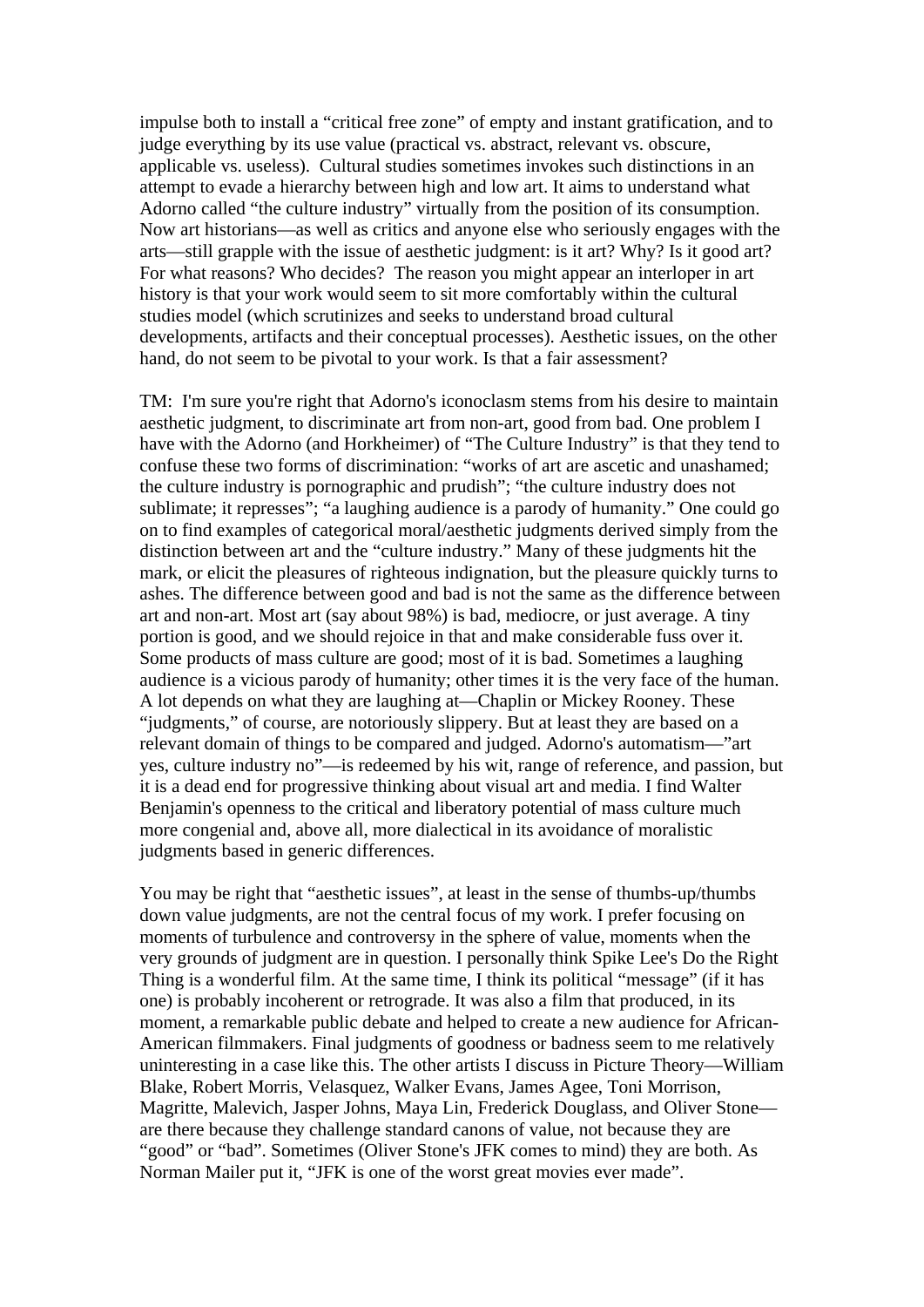impulse both to install a “critical free zone” of empty and instant gratification, and to judge everything by its use value (practical vs. abstract, relevant vs. obscure, applicable vs. useless). Cultural studies sometimes invokes such distinctions in an attempt to evade a hierarchy between high and low art. It aims to understand what Adorno called “the culture industry” virtually from the position of its consumption. Now art historians—as well as critics and anyone else who seriously engages with the arts—still grapple with the issue of aesthetic judgment: is it art? Why? Is it good art? For what reasons? Who decides? The reason you might appear an interloper in art history is that your work would seem to sit more comfortably within the cultural studies model (which scrutinizes and seeks to understand broad cultural developments, artifacts and their conceptual processes). Aesthetic issues, on the other hand, do not seem to be pivotal to your work. Is that a fair assessment?

TM: I'm sure you're right that Adorno's iconoclasm stems from his desire to maintain aesthetic judgment, to discriminate art from non-art, good from bad. One problem I have with the Adorno (and Horkheimer) of “The Culture Industry” is that they tend to confuse these two forms of discrimination: “works of art are ascetic and unashamed; the culture industry is pornographic and prudish”; “the culture industry does not sublimate; it represses”; “a laughing audience is a parody of humanity.” One could go on to find examples of categorical moral/aesthetic judgments derived simply from the distinction between art and the “culture industry.” Many of these judgments hit the mark, or elicit the pleasures of righteous indignation, but the pleasure quickly turns to ashes. The difference between good and bad is not the same as the difference between art and non-art. Most art (say about 98%) is bad, mediocre, or just average. A tiny portion is good, and we should rejoice in that and make considerable fuss over it. Some products of mass culture are good; most of it is bad. Sometimes a laughing audience is a vicious parody of humanity; other times it is the very face of the human. A lot depends on what they are laughing at—Chaplin or Mickey Rooney. These “judgments,” of course, are notoriously slippery. But at least they are based on a relevant domain of things to be compared and judged. Adorno's automatism—”art yes, culture industry no”—is redeemed by his wit, range of reference, and passion, but it is a dead end for progressive thinking about visual art and media. I find Walter Benjamin's openness to the critical and liberatory potential of mass culture much more congenial and, above all, more dialectical in its avoidance of moralistic judgments based in generic differences.

You may be right that “aesthetic issues”, at least in the sense of thumbs-up/thumbs down value judgments, are not the central focus of my work. I prefer focusing on moments of turbulence and controversy in the sphere of value, moments when the very grounds of judgment are in question. I personally think Spike Lee's Do the Right Thing is a wonderful film. At the same time, I think its political “message” (if it has one) is probably incoherent or retrograde. It was also a film that produced, in its moment, a remarkable public debate and helped to create a new audience for African-American filmmakers. Final judgments of goodness or badness seem to me relatively uninteresting in a case like this. The other artists I discuss in Picture Theory—William Blake, Robert Morris, Velasquez, Walker Evans, James Agee, Toni Morrison, Magritte, Malevich, Jasper Johns, Maya Lin, Frederick Douglass, and Oliver Stone—are there because they challenge standard canons of value, not because they are “good” or “bad”. Sometimes (Oliver Stone's JFK comes to mind) they are both. As Norman Mailer put it, “JFK is one of the worst great movies ever made”.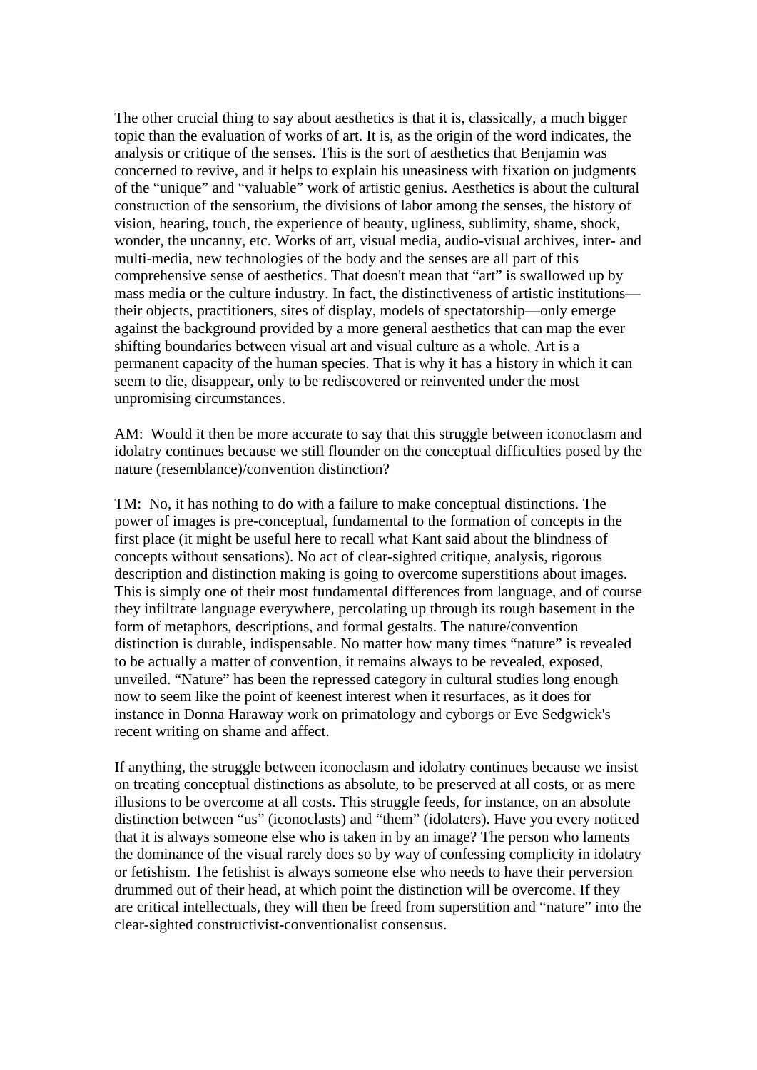The other crucial thing to say about aesthetics is that it is, classically, a much bigger topic than the evaluation of works of art. It is, as the origin of the word indicates, the analysis or critique of the senses. This is the sort of aesthetics that Benjamin was concerned to revive, and it helps to explain his uneasiness with fixation on judgments of the "unique" and "valuable" work of artistic genius. Aesthetics is about the cultural construction of the sensorium, the divisions of labor among the senses, the history of vision, hearing, touch, the experience of beauty, ugliness, sublimity, shame, shock, wonder, the uncanny, etc. Works of art, visual media, audio-visual archives, inter- and multi-media, new technologies of the body and the senses are all part of this comprehensive sense of aesthetics. That doesn't mean that "art" is swallowed up by mass media or the culture industry. In fact, the distinctiveness of artistic institutions—their objects, practitioners, sites of display, models of spectatorship—only emerge against the background provided by a more general aesthetics that can map the ever shifting boundaries between visual art and visual culture as a whole. Art is a permanent capacity of the human species. That is why it has a history in which it can seem to die, disappear, only to be rediscovered or reinvented under the most unpromising circumstances.

AM: Would it then be more accurate to say that this struggle between iconoclasm and idolatry continues because we still flounder on the conceptual difficulties posed by the nature (resemblance)/convention distinction?

TM: No, it has nothing to do with a failure to make conceptual distinctions. The power of images is pre-conceptual, fundamental to the formation of concepts in the first place (it might be useful here to recall what Kant said about the blindness of concepts without sensations). No act of clear-sighted critique, analysis, rigorous description and distinction making is going to overcome superstitions about images. This is simply one of their most fundamental differences from language, and of course they infiltrate language everywhere, percolating up through its rough basement in the form of metaphors, descriptions, and formal gestalts. The nature/convention distinction is durable, indispensable. No matter how many times "nature" is revealed to be actually a matter of convention, it remains always to be revealed, exposed, unveiled. "Nature" has been the repressed category in cultural studies long enough now to seem like the point of keenest interest when it resurfaces, as it does for instance in Donna Haraway work on primatology and cyborgs or Eve Sedgwick's recent writing on shame and affect.

If anything, the struggle between iconoclasm and idolatry continues because we insist on treating conceptual distinctions as absolute, to be preserved at all costs, or as mere illusions to be overcome at all costs. This struggle feeds, for instance, on an absolute distinction between "us" (iconoclasts) and "them" (idolaters). Have you every noticed that it is always someone else who is taken in by an image? The person who laments the dominance of the visual rarely does so by way of confessing complicity in idolatry or fetishism. The fetishist is always someone else who needs to have their perversion drummed out of their head, at which point the distinction will be overcome. If they are critical intellectuals, they will then be freed from superstition and "nature" into the clear-sighted constructivist-conventionalist consensus.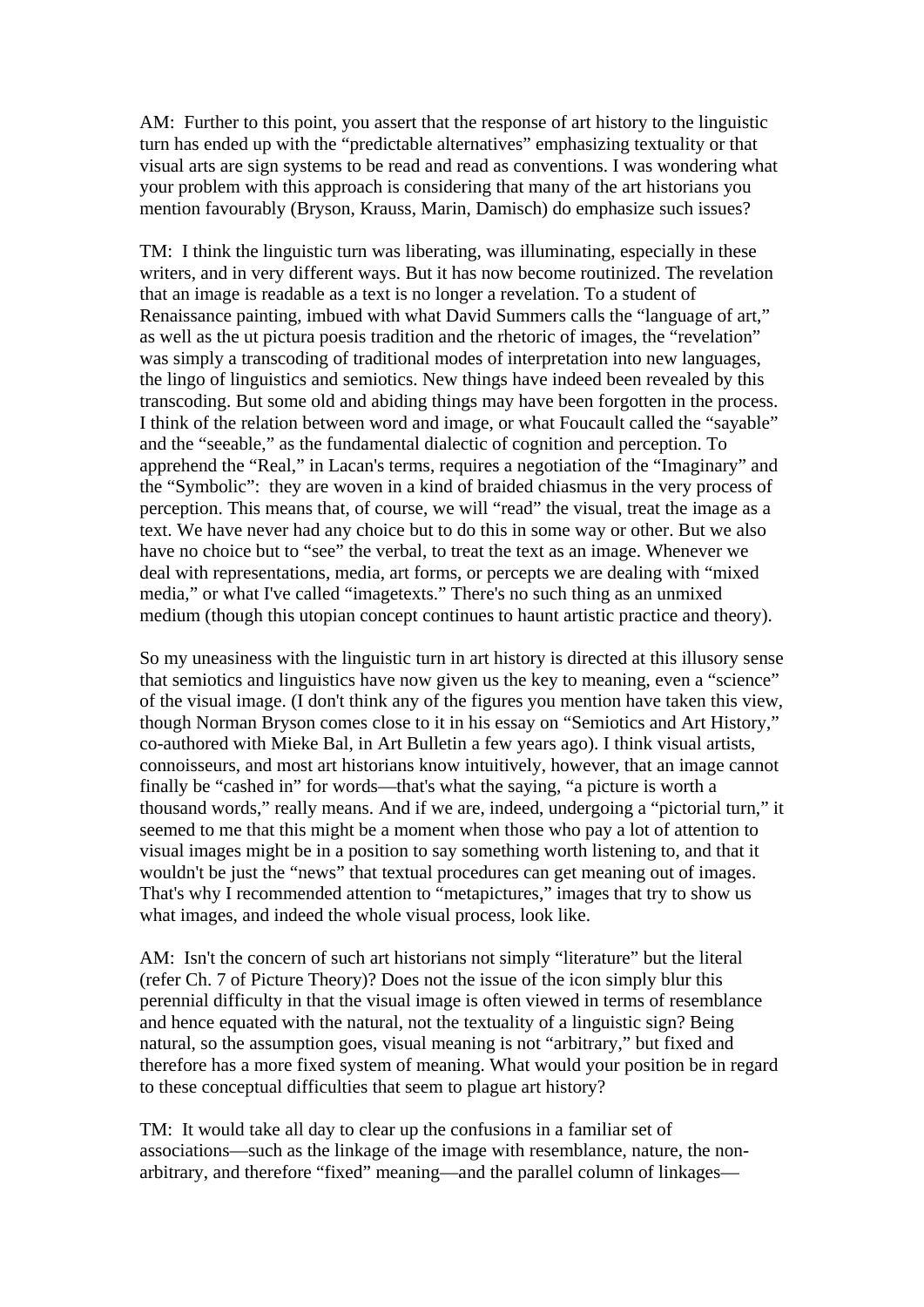AM: Further to this point, you assert that the response of art history to the linguistic turn has ended up with the "predictable alternatives" emphasizing textuality or that visual arts are sign systems to be read and read as conventions. I was wondering what your problem with this approach is considering that many of the art historians you mention favourably (Bryson, Krauss, Marin, Damisch) do emphasize such issues?

TM: I think the linguistic turn was liberating, was illuminating, especially in these writers, and in very different ways. But it has now become routinized. The revelation that an image is readable as a text is no longer a revelation. To a student of Renaissance painting, imbued with what David Summers calls the "language of art," as well as the ut pictura poesis tradition and the rhetoric of images, the "revelation" was simply a transcoding of traditional modes of interpretation into new languages, the lingo of linguistics and semiotics. New things have indeed been revealed by this transcoding. But some old and abiding things may have been forgotten in the process. I think of the relation between word and image, or what Foucault called the "sayable" and the "seeable," as the fundamental dialectic of cognition and perception. To apprehend the "Real," in Lacan's terms, requires a negotiation of the "Imaginary" and the "Symbolic": they are woven in a kind of braided chiasmus in the very process of perception. This means that, of course, we will "read" the visual, treat the image as a text. We have never had any choice but to do this in some way or other. But we also have no choice but to "see" the verbal, to treat the text as an image. Whenever we deal with representations, media, art forms, or percepts we are dealing with "mixed media," or what I've called "imagetexts." There's no such thing as an unmixed medium (though this utopian concept continues to haunt artistic practice and theory).

So my uneasiness with the linguistic turn in art history is directed at this illusory sense that semiotics and linguistics have now given us the key to meaning, even a "science" of the visual image. (I don't think any of the figures you mention have taken this view, though Norman Bryson comes close to it in his essay on "Semiotics and Art History," co-authored with Mieke Bal, in Art Bulletin a few years ago). I think visual artists, connoisseurs, and most art historians know intuitively, however, that an image cannot finally be "cashed in" for words—that's what the saying, "a picture is worth a thousand words," really means. And if we are, indeed, undergoing a "pictorial turn," it seemed to me that this might be a moment when those who pay a lot of attention to visual images might be in a position to say something worth listening to, and that it wouldn't be just the "news" that textual procedures can get meaning out of images. That's why I recommended attention to "metapictures," images that try to show us what images, and indeed the whole visual process, look like.

AM: Isn't the concern of such art historians not simply "literature" but the literal (refer Ch. 7 of Picture Theory)? Does not the issue of the icon simply blur this perennial difficulty in that the visual image is often viewed in terms of resemblance and hence equated with the natural, not the textuality of a linguistic sign? Being natural, so the assumption goes, visual meaning is not "arbitrary," but fixed and therefore has a more fixed system of meaning. What would your position be in regard to these conceptual difficulties that seem to plague art history?

TM: It would take all day to clear up the confusions in a familiar set of associations—such as the linkage of the image with resemblance, nature, the non-arbitrary, and therefore "fixed" meaning—and the parallel column of linkages—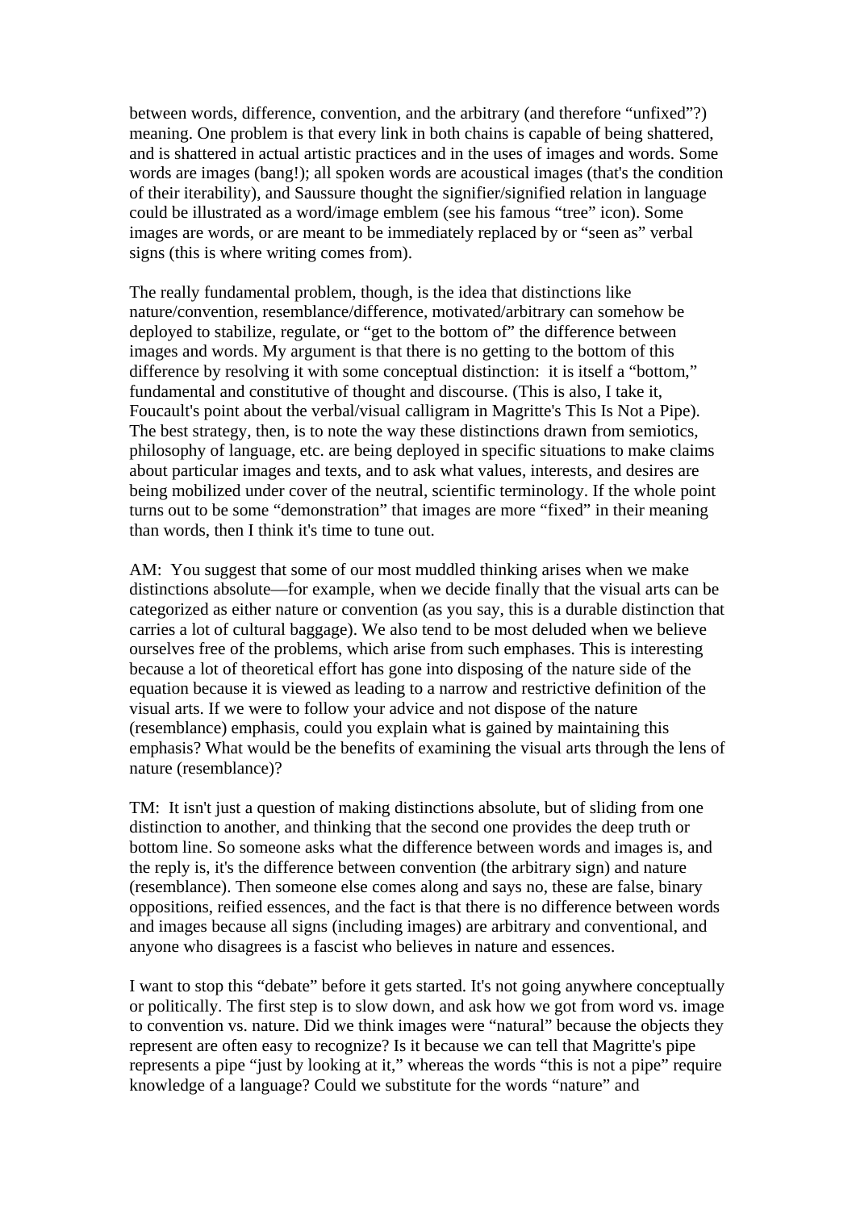between words, difference, convention, and the arbitrary (and therefore “unfixed”?) meaning. One problem is that every link in both chains is capable of being shattered, and is shattered in actual artistic practices and in the uses of images and words. Some words are images (bang!); all spoken words are acoustical images (that's the condition of their iterability), and Saussure thought the signifier/signified relation in language could be illustrated as a word/image emblem (see his famous “tree” icon). Some images are words, or are meant to be immediately replaced by or “seen as” verbal signs (this is where writing comes from).

The really fundamental problem, though, is the idea that distinctions like nature/convention, resemblance/difference, motivated/arbitrary can somehow be deployed to stabilize, regulate, or “get to the bottom of” the difference between images and words. My argument is that there is no getting to the bottom of this difference by resolving it with some conceptual distinction: it is itself a “bottom,” fundamental and constitutive of thought and discourse. (This is also, I take it, Foucault's point about the verbal/visual calligram in Magritte's This Is Not a Pipe). The best strategy, then, is to note the way these distinctions drawn from semiotics, philosophy of language, etc. are being deployed in specific situations to make claims about particular images and texts, and to ask what values, interests, and desires are being mobilized under cover of the neutral, scientific terminology. If the whole point turns out to be some “demonstration” that images are more “fixed” in their meaning than words, then I think it's time to tune out.

AM: You suggest that some of our most muddled thinking arises when we make distinctions absolute—for example, when we decide finally that the visual arts can be categorized as either nature or convention (as you say, this is a durable distinction that carries a lot of cultural baggage). We also tend to be most deluded when we believe ourselves free of the problems, which arise from such emphases. This is interesting because a lot of theoretical effort has gone into disposing of the nature side of the equation because it is viewed as leading to a narrow and restrictive definition of the visual arts. If we were to follow your advice and not dispose of the nature (resemblance) emphasis, could you explain what is gained by maintaining this emphasis? What would be the benefits of examining the visual arts through the lens of nature (resemblance)?

TM: It isn't just a question of making distinctions absolute, but of sliding from one distinction to another, and thinking that the second one provides the deep truth or bottom line. So someone asks what the difference between words and images is, and the reply is, it's the difference between convention (the arbitrary sign) and nature (resemblance). Then someone else comes along and says no, these are false, binary oppositions, reified essences, and the fact is that there is no difference between words and images because all signs (including images) are arbitrary and conventional, and anyone who disagrees is a fascist who believes in nature and essences.

I want to stop this “debate” before it gets started. It's not going anywhere conceptually or politically. The first step is to slow down, and ask how we got from word vs. image to convention vs. nature. Did we think images were “natural” because the objects they represent are often easy to recognize? Is it because we can tell that Magritte's pipe represents a pipe “just by looking at it,” whereas the words “this is not a pipe” require knowledge of a language? Could we substitute for the words “nature” and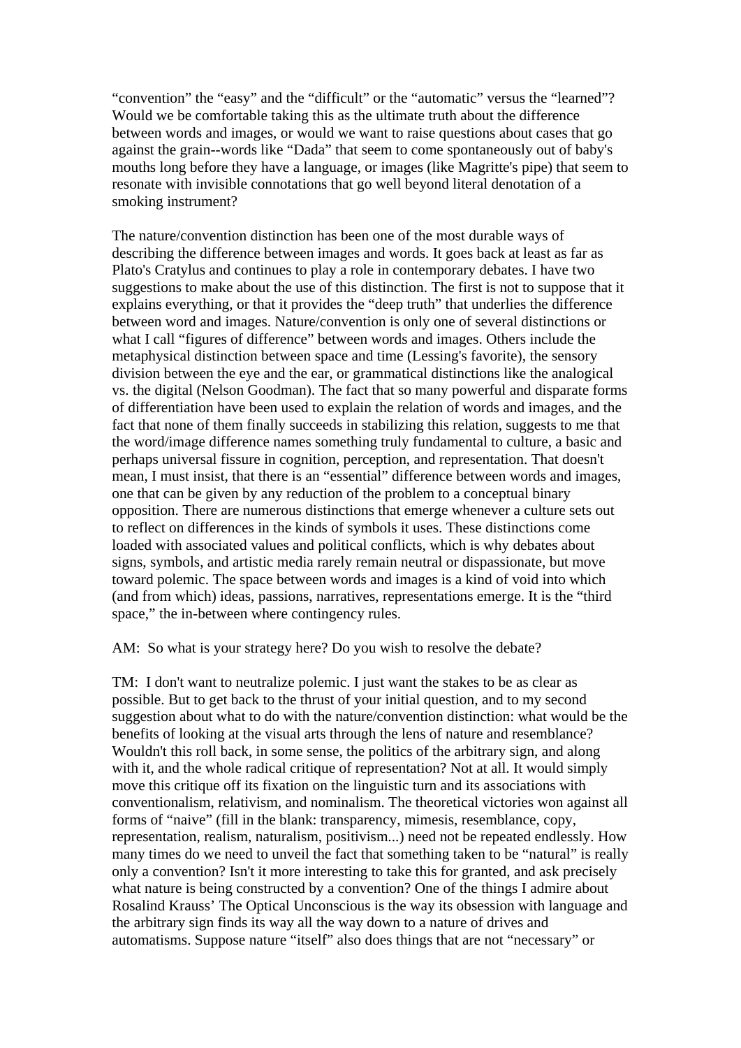"convention" the "easy" and the "difficult" or the "automatic" versus the "learned"? Would we be comfortable taking this as the ultimate truth about the difference between words and images, or would we want to raise questions about cases that go against the grain--words like "Dada" that seem to come spontaneously out of baby's mouths long before they have a language, or images (like Magritte's pipe) that seem to resonate with invisible connotations that go well beyond literal denotation of a smoking instrument?

The nature/convention distinction has been one of the most durable ways of describing the difference between images and words. It goes back at least as far as Plato's Cratylus and continues to play a role in contemporary debates. I have two suggestions to make about the use of this distinction. The first is not to suppose that it explains everything, or that it provides the "deep truth" that underlies the difference between word and images. Nature/convention is only one of several distinctions or what I call "figures of difference" between words and images. Others include the metaphysical distinction between space and time (Lessing's favorite), the sensory division between the eye and the ear, or grammatical distinctions like the analogical vs. the digital (Nelson Goodman). The fact that so many powerful and disparate forms of differentiation have been used to explain the relation of words and images, and the fact that none of them finally succeeds in stabilizing this relation, suggests to me that the word/image difference names something truly fundamental to culture, a basic and perhaps universal fissure in cognition, perception, and representation. That doesn't mean, I must insist, that there is an "essential" difference between words and images, one that can be given by any reduction of the problem to a conceptual binary opposition. There are numerous distinctions that emerge whenever a culture sets out to reflect on differences in the kinds of symbols it uses. These distinctions come loaded with associated values and political conflicts, which is why debates about signs, symbols, and artistic media rarely remain neutral or dispassionate, but move toward polemic. The space between words and images is a kind of void into which (and from which) ideas, passions, narratives, representations emerge. It is the "third space," the in-between where contingency rules.

AM: So what is your strategy here? Do you wish to resolve the debate?

TM: I don't want to neutralize polemic. I just want the stakes to be as clear as possible. But to get back to the thrust of your initial question, and to my second suggestion about what to do with the nature/convention distinction: what would be the benefits of looking at the visual arts through the lens of nature and resemblance? Wouldn't this roll back, in some sense, the politics of the arbitrary sign, and along with it, and the whole radical critique of representation? Not at all. It would simply move this critique off its fixation on the linguistic turn and its associations with conventionalism, relativism, and nominalism. The theoretical victories won against all forms of "naive" (fill in the blank: transparency, mimesis, resemblance, copy, representation, realism, naturalism, positivism...) need not be repeated endlessly. How many times do we need to unveil the fact that something taken to be "natural" is really only a convention? Isn't it more interesting to take this for granted, and ask precisely what nature is being constructed by a convention? One of the things I admire about Rosalind Krauss' The Optical Unconscious is the way its obsession with language and the arbitrary sign finds its way all the way down to a nature of drives and automatisms. Suppose nature "itself" also does things that are not "necessary" or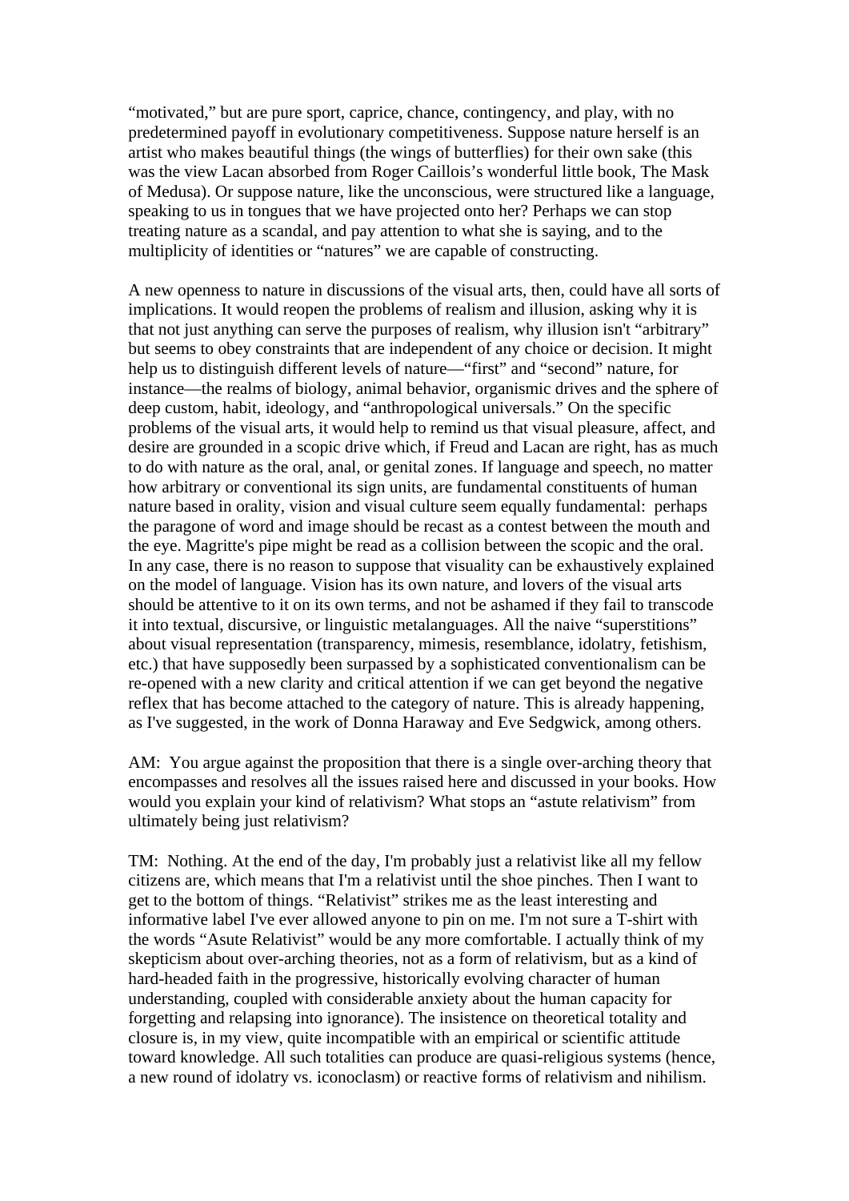"motivated," but are pure sport, caprice, chance, contingency, and play, with no predetermined payoff in evolutionary competitiveness. Suppose nature herself is an artist who makes beautiful things (the wings of butterflies) for their own sake (this was the view Lacan absorbed from Roger Caillois's wonderful little book, The Mask of Medusa). Or suppose nature, like the unconscious, were structured like a language, speaking to us in tongues that we have projected onto her? Perhaps we can stop treating nature as a scandal, and pay attention to what she is saying, and to the multiplicity of identities or "natures" we are capable of constructing.

A new openness to nature in discussions of the visual arts, then, could have all sorts of implications. It would reopen the problems of realism and illusion, asking why it is that not just anything can serve the purposes of realism, why illusion isn't "arbitrary" but seems to obey constraints that are independent of any choice or decision. It might help us to distinguish different levels of nature—"first" and "second" nature, for instance—the realms of biology, animal behavior, organismic drives and the sphere of deep custom, habit, ideology, and "anthropological universals." On the specific problems of the visual arts, it would help to remind us that visual pleasure, affect, and desire are grounded in a scopic drive which, if Freud and Lacan are right, has as much to do with nature as the oral, anal, or genital zones. If language and speech, no matter how arbitrary or conventional its sign units, are fundamental constituents of human nature based in orality, vision and visual culture seem equally fundamental: perhaps the paragone of word and image should be recast as a contest between the mouth and the eye. Magritte's pipe might be read as a collision between the scopic and the oral. In any case, there is no reason to suppose that visuality can be exhaustively explained on the model of language. Vision has its own nature, and lovers of the visual arts should be attentive to it on its own terms, and not be ashamed if they fail to transcode it into textual, discursive, or linguistic metalanguages. All the naive "superstitions" about visual representation (transparency, mimesis, resemblance, idolatry, fetishism, etc.) that have supposedly been surpassed by a sophisticated conventionalism can be re-opened with a new clarity and critical attention if we can get beyond the negative reflex that has become attached to the category of nature. This is already happening, as I've suggested, in the work of Donna Haraway and Eve Sedgwick, among others.

AM: You argue against the proposition that there is a single over-arching theory that encompasses and resolves all the issues raised here and discussed in your books. How would you explain your kind of relativism? What stops an "astute relativism" from ultimately being just relativism?

TM: Nothing. At the end of the day, I'm probably just a relativist like all my fellow citizens are, which means that I'm a relativist until the shoe pinches. Then I want to get to the bottom of things. "Relativist" strikes me as the least interesting and informative label I've ever allowed anyone to pin on me. I'm not sure a T-shirt with the words "Asute Relativist" would be any more comfortable. I actually think of my skepticism about over-arching theories, not as a form of relativism, but as a kind of hard-headed faith in the progressive, historically evolving character of human understanding, coupled with considerable anxiety about the human capacity for forgetting and relapsing into ignorance). The insistence on theoretical totality and closure is, in my view, quite incompatible with an empirical or scientific attitude toward knowledge. All such totalities can produce are quasi-religious systems (hence, a new round of idolatry vs. iconoclasm) or reactive forms of relativism and nihilism.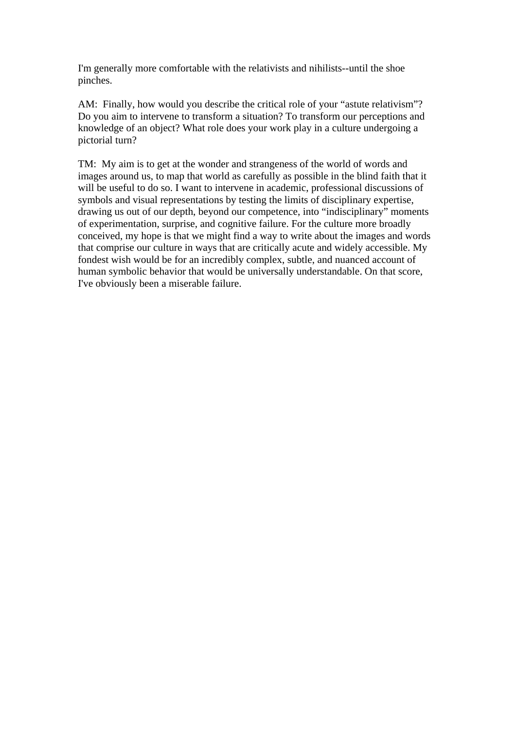I'm generally more comfortable with the relativists and nihilists--until the shoe pinches.

AM:  Finally, how would you describe the critical role of your “astute relativism”? Do you aim to intervene to transform a situation? To transform our perceptions and knowledge of an object? What role does your work play in a culture undergoing a pictorial turn?

TM:  My aim is to get at the wonder and strangeness of the world of words and images around us, to map that world as carefully as possible in the blind faith that it will be useful to do so. I want to intervene in academic, professional discussions of symbols and visual representations by testing the limits of disciplinary expertise, drawing us out of our depth, beyond our competence, into “indisciplinary” moments of experimentation, surprise, and cognitive failure. For the culture more broadly conceived, my hope is that we might find a way to write about the images and words that comprise our culture in ways that are critically acute and widely accessible. My fondest wish would be for an incredibly complex, subtle, and nuanced account of human symbolic behavior that would be universally understandable. On that score, I've obviously been a miserable failure.